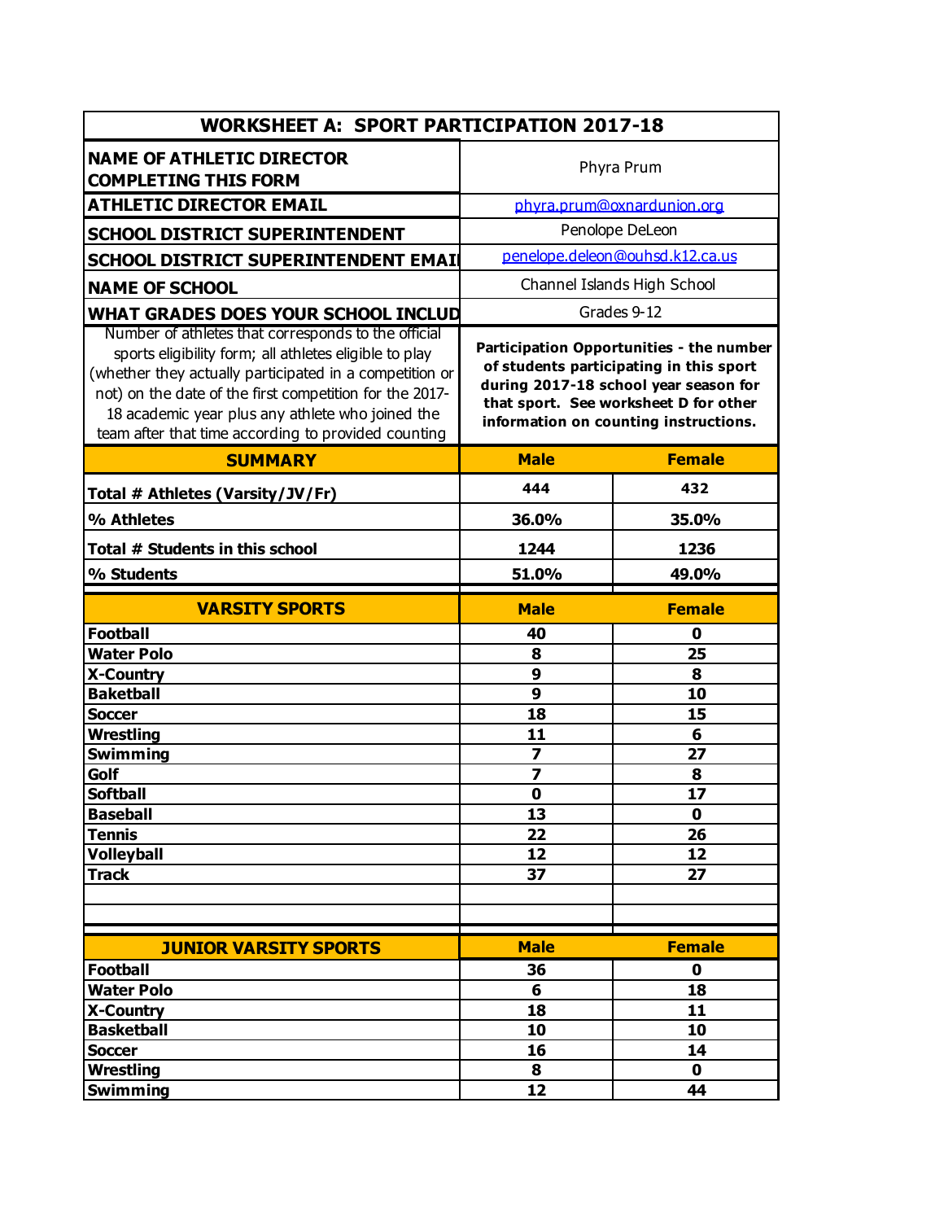# WORKSHEET A: SPORT PARTICIPATION 2017-18

| | |
|---|---|
| **NAME OF ATHLETIC DIRECTOR COMPLETING THIS FORM** | Phyra Prum |
| **ATHLETIC DIRECTOR EMAIL** | phyra.prum@oxnardunion.org |
| **SCHOOL DISTRICT SUPERINTENDENT** | Penolope DeLeon |
| **SCHOOL DISTRICT SUPERINTENDENT EMAI** | penelope.deleon@ouhsd.k12.ca.us |
| **NAME OF SCHOOL** | Channel Islands High School |
| **WHAT GRADES DOES YOUR SCHOOL INCLUD** | Grades 9-12 |
| Number of athletes that corresponds to the official sports eligibility form; all athletes eligible to play (whether they actually participated in a competition or not) on the date of the first competition for the 2017-18 academic year plus any athlete who joined the team after that time according to provided counting | **Participation Opportunities - the number of students participating in this sport during 2017-18 school year season for that sport. See worksheet D for other information on counting instructions.** |

| **SUMMARY** | **Male** | **Female** |
|---|---|---|
| **Total # Athletes (Varsity/JV/Fr)** | 444 | 432 |
| **% Athletes** | 36.0% | 35.0% |
| **Total # Students in this school** | 1244 | 1236 |
| **% Students** | 51.0% | 49.0% |

| **VARSITY SPORTS** | **Male** | **Female** |
|---|---|---|
| **Football** | 40 | 0 |
| **Water Polo** | 8 | 25 |
| **X-Country** | 9 | 8 |
| **Baketball** | 9 | 10 |
| **Soccer** | 18 | 15 |
| **Wrestling** | 11 | 6 |
| **Swimming** | 7 | 27 |
| **Golf** | 7 | 8 |
| **Softball** | 0 | 17 |
| **Baseball** | 13 | 0 |
| **Tennis** | 22 | 26 |
| **Volleyball** | 12 | 12 |
| **Track** | 37 | 27 |
| | | |
| | | |

| **JUNIOR VARSITY SPORTS** | **Male** | **Female** |
|---|---|---|
| **Football** | 36 | 0 |
| **Water Polo** | 6 | 18 |
| **X-Country** | 18 | 11 |
| **Basketball** | 10 | 10 |
| **Soccer** | 16 | 14 |
| **Wrestling** | 8 | 0 |
| **Swimming** | 12 | 44 |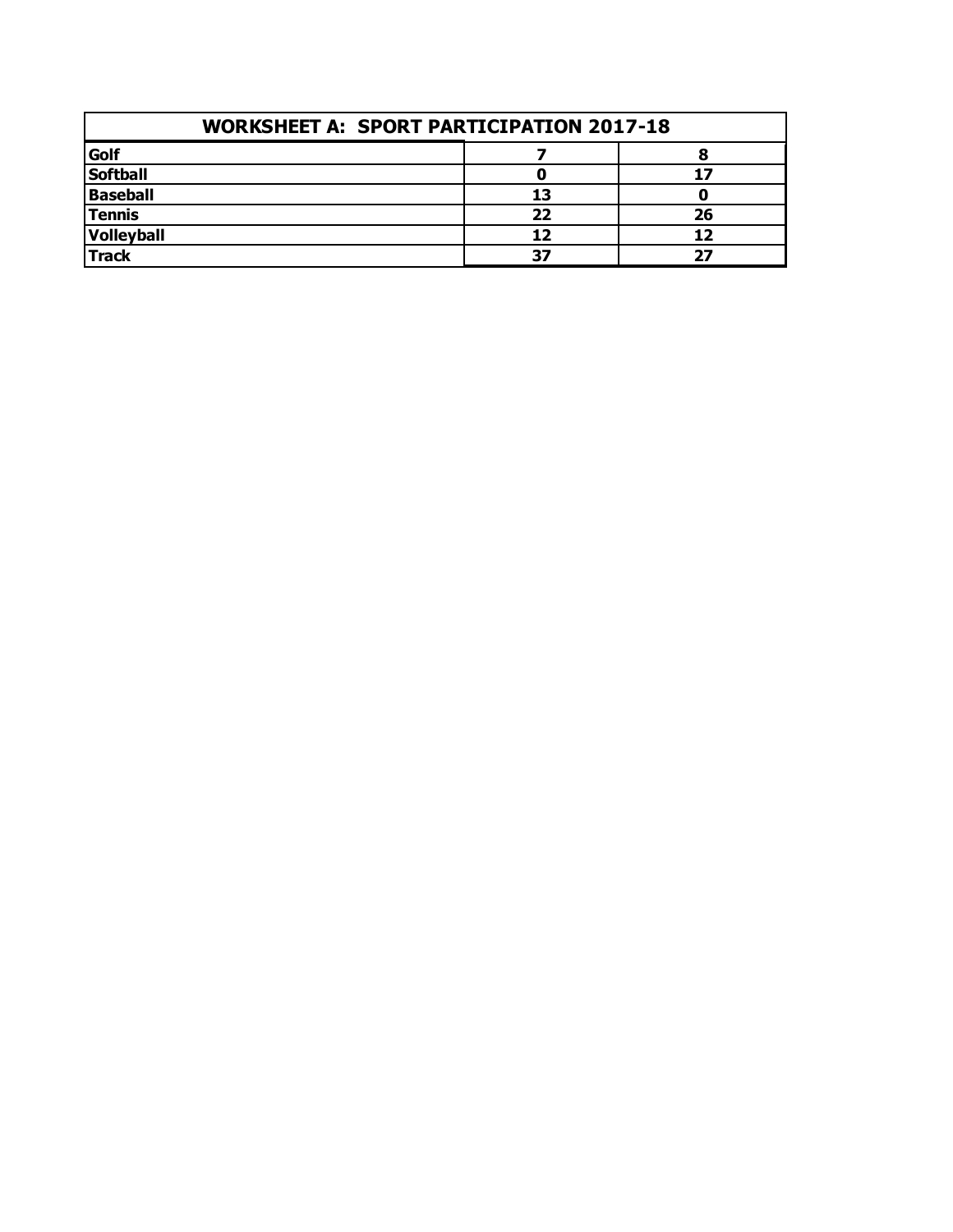| WORKSHEET A:  SPORT PARTICIPATION 2017-18 | | |
|---|---|---|
| **Golf** | **7** | **8** |
| **Softball** | **0** | **17** |
| **Baseball** | **13** | **0** |
| **Tennis** | **22** | **26** |
| **Volleyball** | **12** | **12** |
| **Track** | **37** | **27** |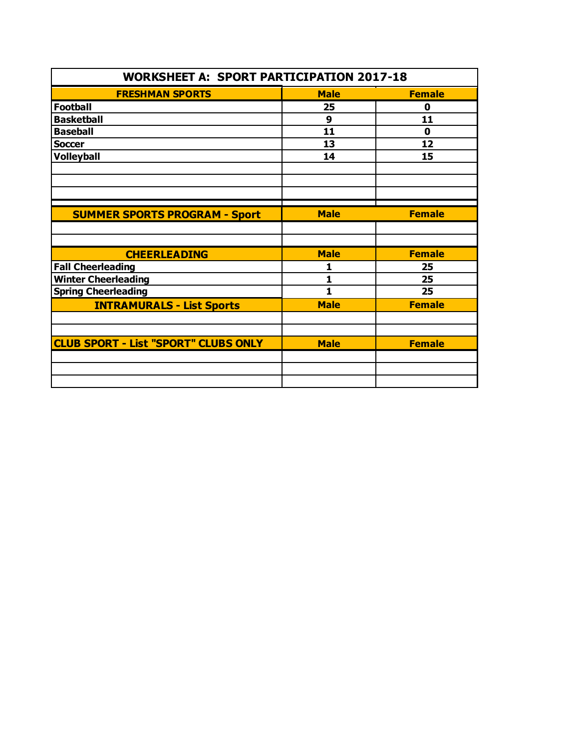| WORKSHEET A: SPORT PARTICIPATION 2017-18 | | |
|---|---|---|
| **FRESHMAN SPORTS** | **Male** | **Female** |
| **Football** | **25** | **0** |
| **Basketball** | **9** | **11** |
| **Baseball** | **11** | **0** |
| **Soccer** | **13** | **12** |
| **Volleyball** | **14** | **15** |
| | | |
| | | |
| | | |
| **SUMMER SPORTS PROGRAM - Sport** | **Male** | **Female** |
| | | |
| | | |
| **CHEERLEADING** | **Male** | **Female** |
| **Fall Cheerleading** | **1** | **25** |
| **Winter Cheerleading** | **1** | **25** |
| **Spring Cheerleading** | **1** | **25** |
| **INTRAMURALS - List Sports** | **Male** | **Female** |
| | | |
| | | |
| **CLUB SPORT - List "SPORT" CLUBS ONLY** | **Male** | **Female** |
| | | |
| | | |
| | | |